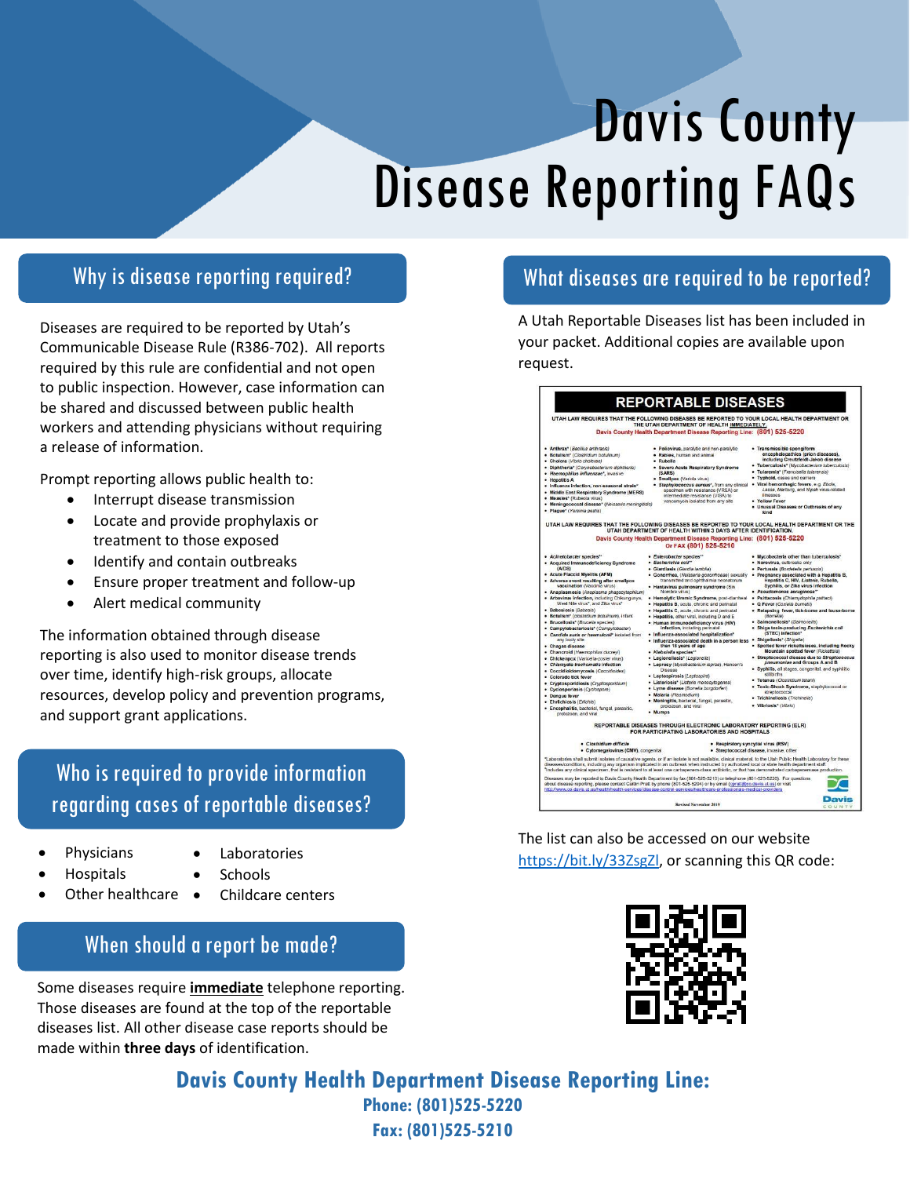# Davis County Disease Reporting FAQs

## Why is disease reporting required?

Diseases are required to be reported by Utah's Communicable Disease Rule (R386-702). All reports required by this rule are confidential and not open to public inspection. However, case information can be shared and discussed between public health workers and attending physicians without requiring a release of information.

Prompt reporting allows public health to:

- Interrupt disease transmission
- Locate and provide prophylaxis or treatment to those exposed
- Identify and contain outbreaks
- Ensure proper treatment and follow-up
- Alert medical community

The information obtained through disease reporting is also used to monitor disease trends over time, identify high-risk groups, allocate resources, develop policy and prevention programs, and support grant applications.

## Who is required to provide information regarding cases of reportable diseases?

- Physicians
- Hospitals
- Other healthcare
- Laboratories
- Schools
- Childcare centers

## When should a report be made?

Some diseases require **immediate** telephone reporting. Those diseases are found at the top of the reportable diseases list. All other disease case reports should be made within **three days** of identification.

## What diseases are required to be reported?

A Utah Reportable Diseases list has been included in your packet. Additional copies are available upon request.

The list can also be accessed on our website https://bit.ly/33ZsgZl, or scanning this QR code:

**Davis County Health Department Disease Reporting Line:**

**Phone: (801)525-5220**

**Fax: (801)525-5210**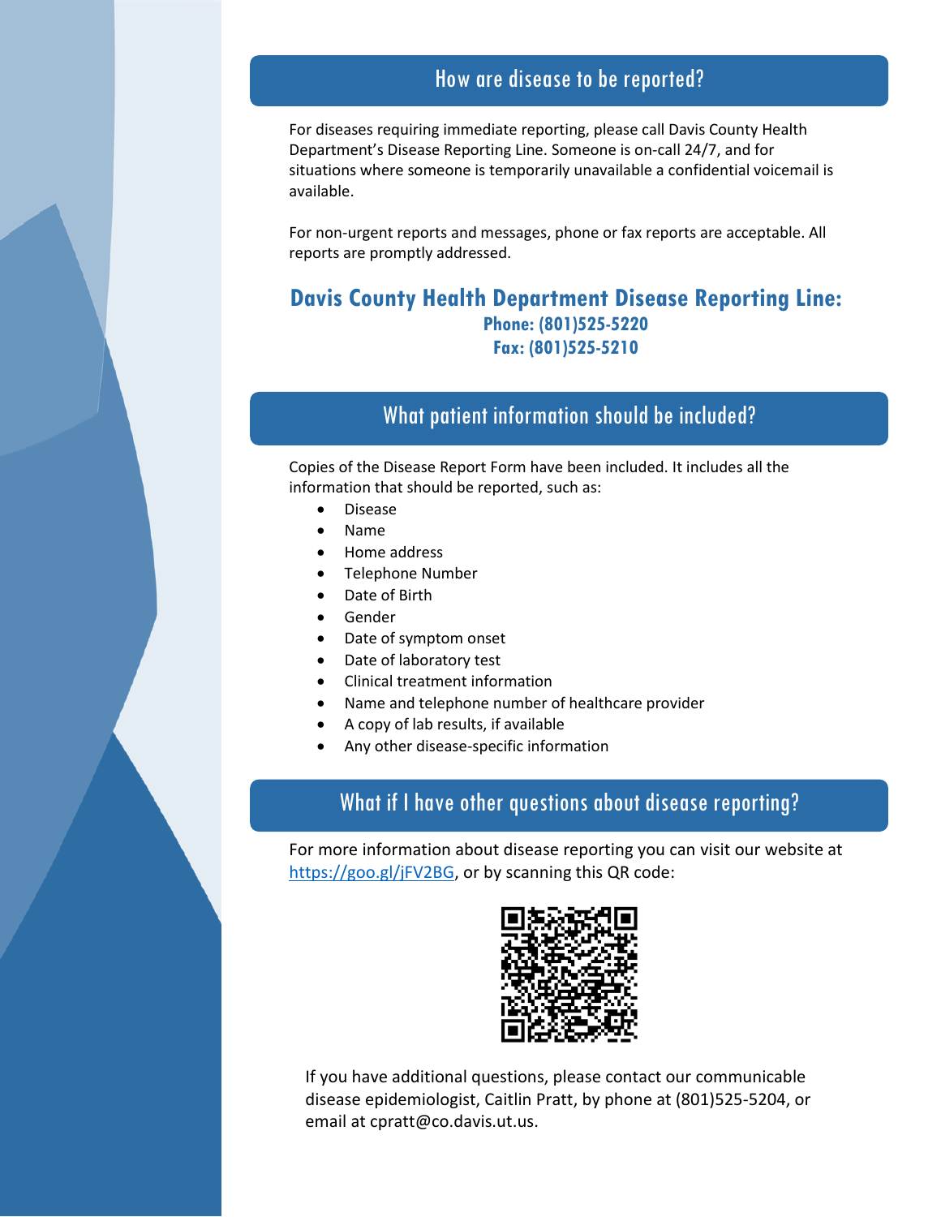## How are disease to be reported?

For diseases requiring immediate reporting, please call Davis County Health Department's Disease Reporting Line. Someone is on-call 24/7, and for situations where someone is temporarily unavailable a confidential voicemail is available.

For non-urgent reports and messages, phone or fax reports are acceptable. All reports are promptly addressed.

### Davis County Health Department Disease Reporting Line:

**Phone: (801)525-5220**
**Fax: (801)525-5210**

## What patient information should be included?

Copies of the Disease Report Form have been included. It includes all the information that should be reported, such as:

- Disease
- Name
- Home address
- Telephone Number
- Date of Birth
- Gender
- Date of symptom onset
- Date of laboratory test
- Clinical treatment information
- Name and telephone number of healthcare provider
- A copy of lab results, if available
- Any other disease-specific information

## What if I have other questions about disease reporting?

For more information about disease reporting you can visit our website at https://goo.gl/jFV2BG, or by scanning this QR code:

If you have additional questions, please contact our communicable disease epidemiologist, Caitlin Pratt, by phone at (801)525-5204, or email at cpratt@co.davis.ut.us.